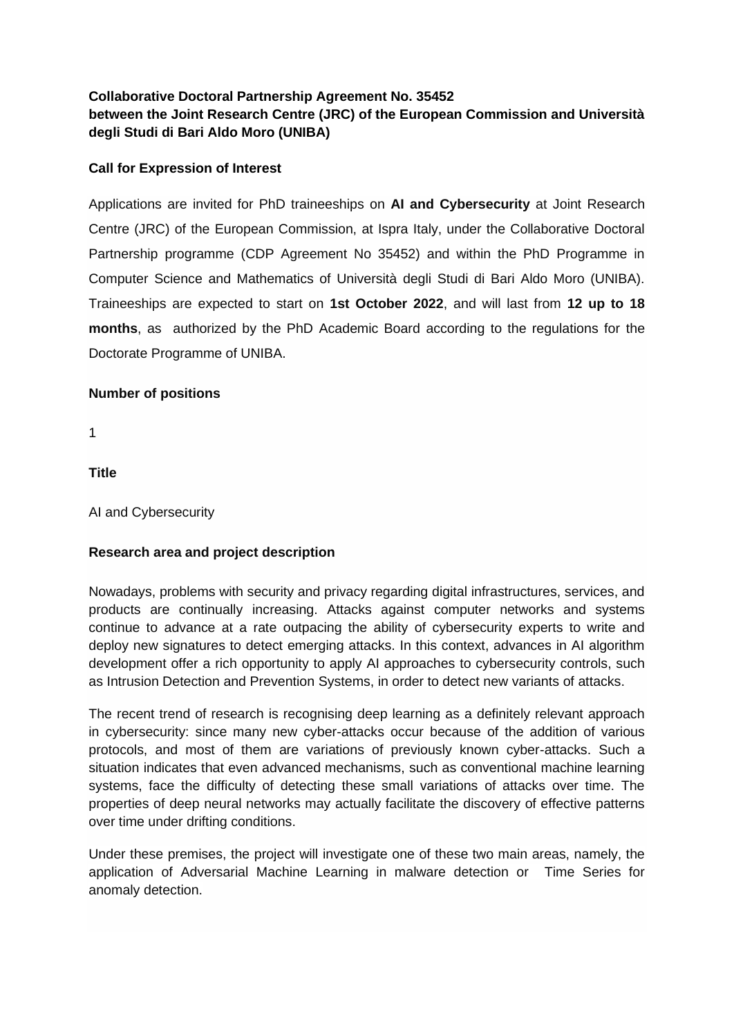**Collaborative Doctoral Partnership Agreement No. 35452**
**between the Joint Research Centre (JRC) of the European Commission and Università degli Studi di Bari Aldo Moro (UNIBA)**

**Call for Expression of Interest**

Applications are invited for PhD traineeships on **AI and Cybersecurity** at Joint Research Centre (JRC) of the European Commission, at Ispra Italy, under the Collaborative Doctoral Partnership programme (CDP Agreement No 35452) and within the PhD Programme in Computer Science and Mathematics of Università degli Studi di Bari Aldo Moro (UNIBA). Traineeships are expected to start on **1st October 2022**, and will last from **12 up to 18 months**, as authorized by the PhD Academic Board according to the regulations for the Doctorate Programme of UNIBA.

**Number of positions**

1

**Title**

AI and Cybersecurity

**Research area and project description**

Nowadays, problems with security and privacy regarding digital infrastructures, services, and products are continually increasing. Attacks against computer networks and systems continue to advance at a rate outpacing the ability of cybersecurity experts to write and deploy new signatures to detect emerging attacks. In this context, advances in AI algorithm development offer a rich opportunity to apply AI approaches to cybersecurity controls, such as Intrusion Detection and Prevention Systems, in order to detect new variants of attacks.

The recent trend of research is recognising deep learning as a definitely relevant approach in cybersecurity: since many new cyber-attacks occur because of the addition of various protocols, and most of them are variations of previously known cyber-attacks. Such a situation indicates that even advanced mechanisms, such as conventional machine learning systems, face the difficulty of detecting these small variations of attacks over time. The properties of deep neural networks may actually facilitate the discovery of effective patterns over time under drifting conditions.

Under these premises, the project will investigate one of these two main areas, namely, the application of Adversarial Machine Learning in malware detection or Time Series for anomaly detection.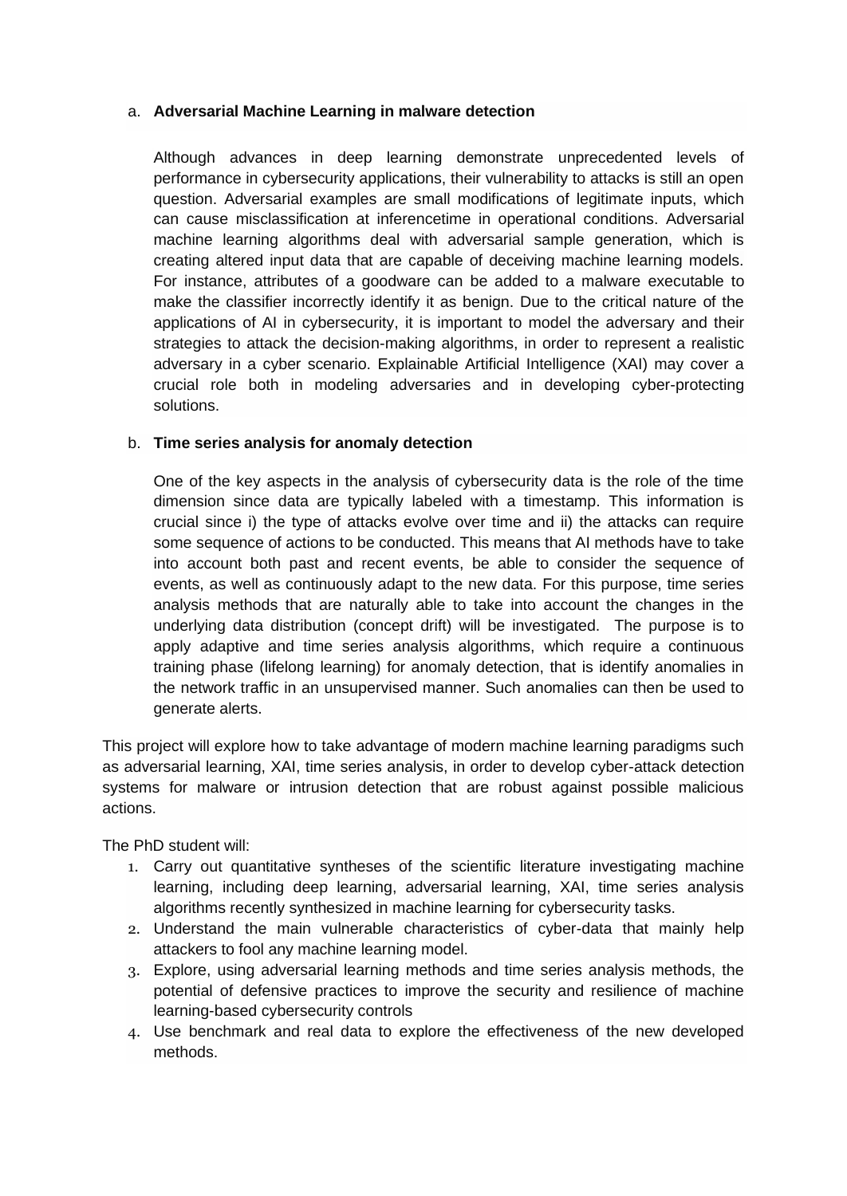a. **Adversarial Machine Learning in malware detection**

   Although advances in deep learning demonstrate unprecedented levels of performance in cybersecurity applications, their vulnerability to attacks is still an open question. Adversarial examples are small modifications of legitimate inputs, which can cause misclassification at inferencetime in operational conditions. Adversarial machine learning algorithms deal with adversarial sample generation, which is creating altered input data that are capable of deceiving machine learning models. For instance, attributes of a goodware can be added to a malware executable to make the classifier incorrectly identify it as benign. Due to the critical nature of the applications of AI in cybersecurity, it is important to model the adversary and their strategies to attack the decision-making algorithms, in order to represent a realistic adversary in a cyber scenario. Explainable Artificial Intelligence (XAI) may cover a crucial role both in modeling adversaries and in developing cyber-protecting solutions.

b. **Time series analysis for anomaly detection**

   One of the key aspects in the analysis of cybersecurity data is the role of the time dimension since data are typically labeled with a timestamp. This information is crucial since i) the type of attacks evolve over time and ii) the attacks can require some sequence of actions to be conducted. This means that AI methods have to take into account both past and recent events, be able to consider the sequence of events, as well as continuously adapt to the new data. For this purpose, time series analysis methods that are naturally able to take into account the changes in the underlying data distribution (concept drift) will be investigated. The purpose is to apply adaptive and time series analysis algorithms, which require a continuous training phase (lifelong learning) for anomaly detection, that is identify anomalies in the network traffic in an unsupervised manner. Such anomalies can then be used to generate alerts.

This project will explore how to take advantage of modern machine learning paradigms such as adversarial learning, XAI, time series analysis, in order to develop cyber-attack detection systems for malware or intrusion detection that are robust against possible malicious actions.

The PhD student will:

1. Carry out quantitative syntheses of the scientific literature investigating machine learning, including deep learning, adversarial learning, XAI, time series analysis algorithms recently synthesized in machine learning for cybersecurity tasks.
2. Understand the main vulnerable characteristics of cyber-data that mainly help attackers to fool any machine learning model.
3. Explore, using adversarial learning methods and time series analysis methods, the potential of defensive practices to improve the security and resilience of machine learning-based cybersecurity controls
4. Use benchmark and real data to explore the effectiveness of the new developed methods.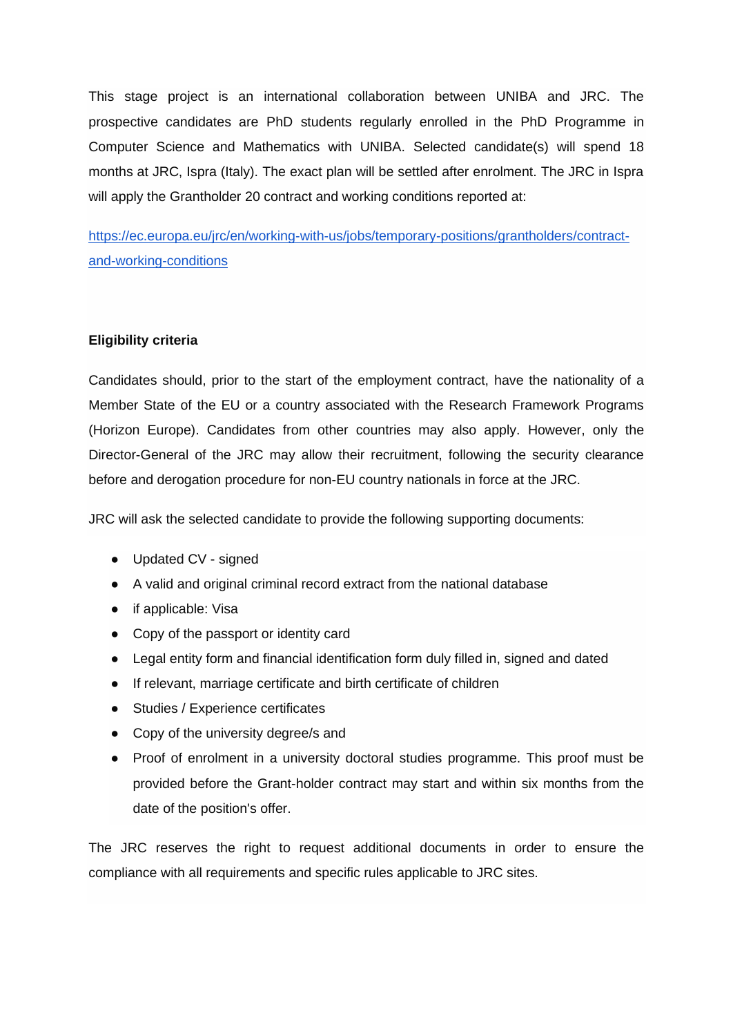This stage project is an international collaboration between UNIBA and JRC. The prospective candidates are PhD students regularly enrolled in the PhD Programme in Computer Science and Mathematics with UNIBA. Selected candidate(s) will spend 18 months at JRC, Ispra (Italy). The exact plan will be settled after enrolment. The JRC in Ispra will apply the Grantholder 20 contract and working conditions reported at:

[https://ec.europa.eu/jrc/en/working-with-us/jobs/temporary-positions/grantholders/contract-and-working-conditions](https://ec.europa.eu/jrc/en/working-with-us/jobs/temporary-positions/grantholders/contract-and-working-conditions)

**Eligibility criteria**

Candidates should, prior to the start of the employment contract, have the nationality of a Member State of the EU or a country associated with the Research Framework Programs (Horizon Europe). Candidates from other countries may also apply. However, only the Director-General of the JRC may allow their recruitment, following the security clearance before and derogation procedure for non-EU country nationals in force at the JRC.

JRC will ask the selected candidate to provide the following supporting documents:

- Updated CV - signed
- A valid and original criminal record extract from the national database
- if applicable: Visa
- Copy of the passport or identity card
- Legal entity form and financial identification form duly filled in, signed and dated
- If relevant, marriage certificate and birth certificate of children
- Studies / Experience certificates
- Copy of the university degree/s and
- Proof of enrolment in a university doctoral studies programme. This proof must be provided before the Grant-holder contract may start and within six months from the date of the position's offer.

The JRC reserves the right to request additional documents in order to ensure the compliance with all requirements and specific rules applicable to JRC sites.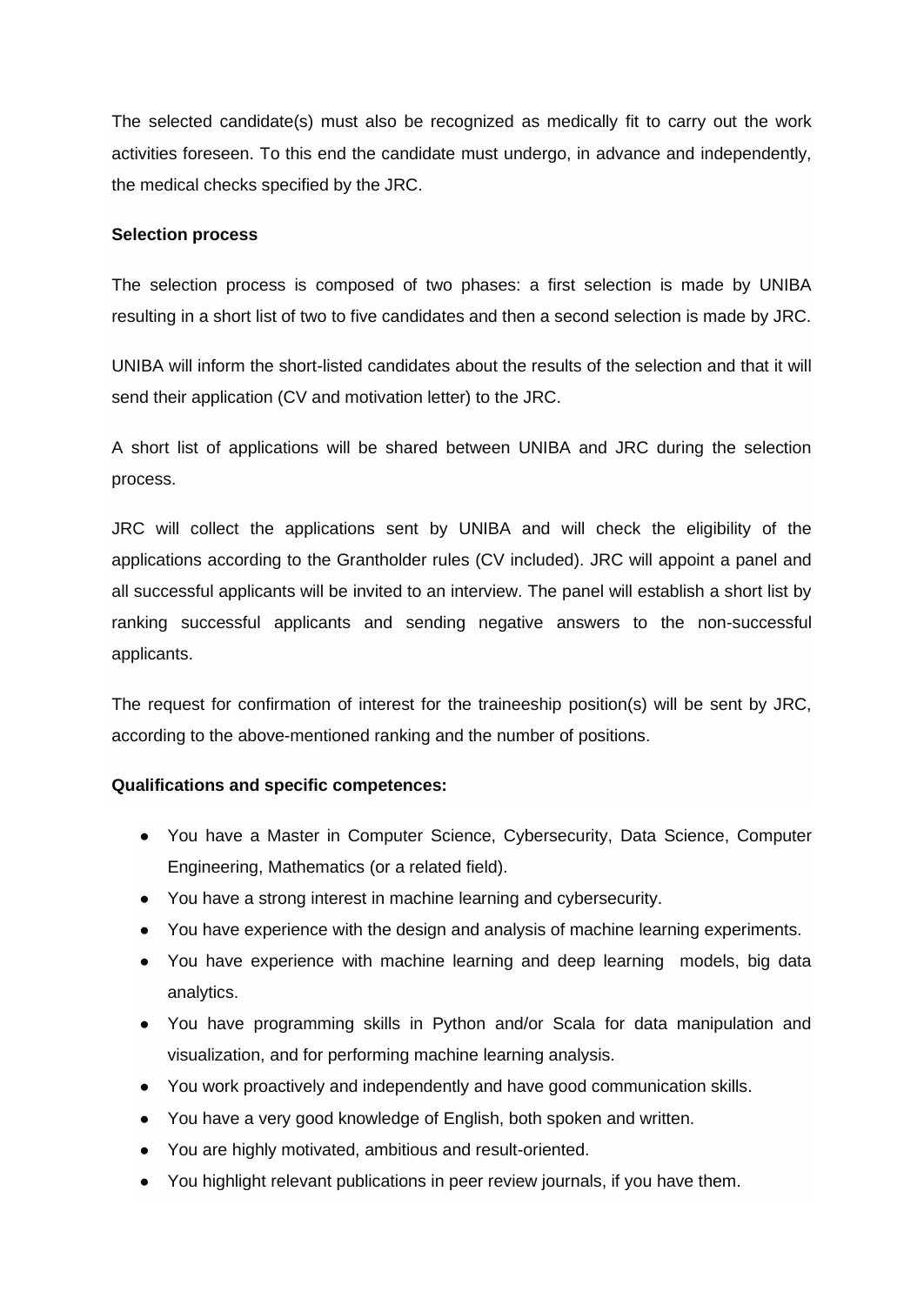The selected candidate(s) must also be recognized as medically fit to carry out the work activities foreseen. To this end the candidate must undergo, in advance and independently, the medical checks specified by the JRC.

**Selection process**

The selection process is composed of two phases: a first selection is made by UNIBA resulting in a short list of two to five candidates and then a second selection is made by JRC.

UNIBA will inform the short-listed candidates about the results of the selection and that it will send their application (CV and motivation letter) to the JRC.

A short list of applications will be shared between UNIBA and JRC during the selection process.

JRC will collect the applications sent by UNIBA and will check the eligibility of the applications according to the Grantholder rules (CV included). JRC will appoint a panel and all successful applicants will be invited to an interview. The panel will establish a short list by ranking successful applicants and sending negative answers to the non-successful applicants.

The request for confirmation of interest for the traineeship position(s) will be sent by JRC, according to the above-mentioned ranking and the number of positions.

**Qualifications and specific competences:**

- You have a Master in Computer Science, Cybersecurity, Data Science, Computer Engineering, Mathematics (or a related field).
- You have a strong interest in machine learning and cybersecurity.
- You have experience with the design and analysis of machine learning experiments.
- You have experience with machine learning and deep learning models, big data analytics.
- You have programming skills in Python and/or Scala for data manipulation and visualization, and for performing machine learning analysis.
- You work proactively and independently and have good communication skills.
- You have a very good knowledge of English, both spoken and written.
- You are highly motivated, ambitious and result-oriented.
- You highlight relevant publications in peer review journals, if you have them.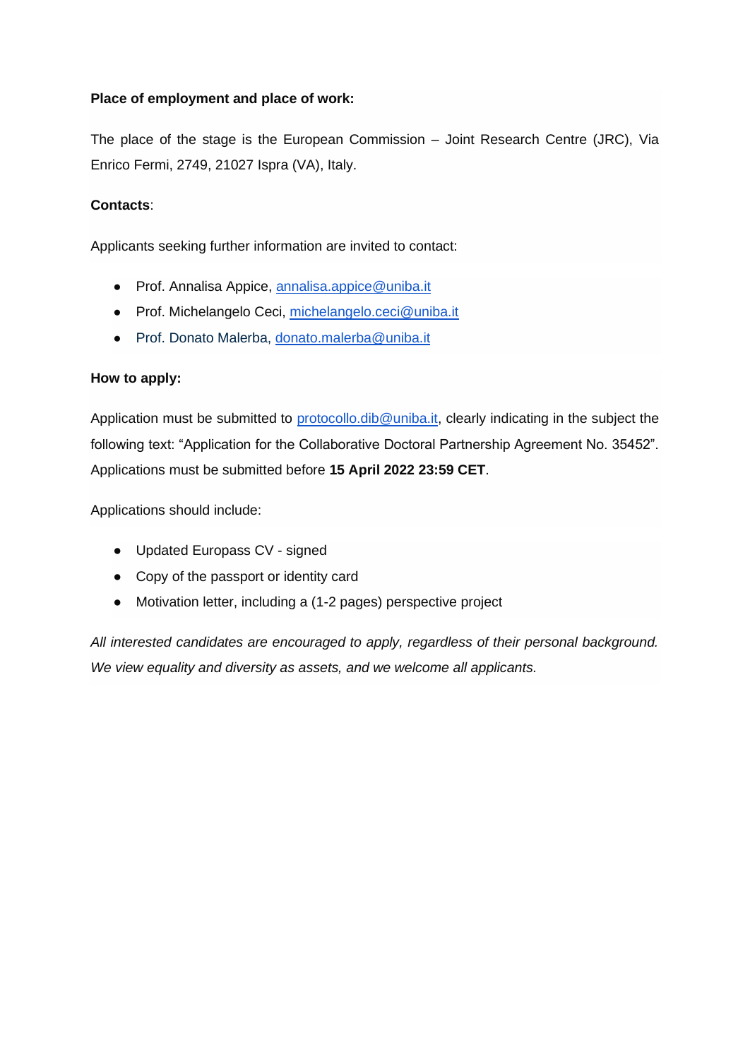**Place of employment and place of work:**

The place of the stage is the European Commission – Joint Research Centre (JRC), Via Enrico Fermi, 2749, 21027 Ispra (VA), Italy.

**Contacts**:

Applicants seeking further information are invited to contact:

- Prof. Annalisa Appice, annalisa.appice@uniba.it
- Prof. Michelangelo Ceci, michelangelo.ceci@uniba.it
- Prof. Donato Malerba, donato.malerba@uniba.it

**How to apply:**

Application must be submitted to protocollo.dib@uniba.it, clearly indicating in the subject the following text: "Application for the Collaborative Doctoral Partnership Agreement No. 35452". Applications must be submitted before **15 April 2022 23:59 CET**.

Applications should include:

- Updated Europass CV - signed
- Copy of the passport or identity card
- Motivation letter, including a (1-2 pages) perspective project

*All interested candidates are encouraged to apply, regardless of their personal background. We view equality and diversity as assets, and we welcome all applicants.*